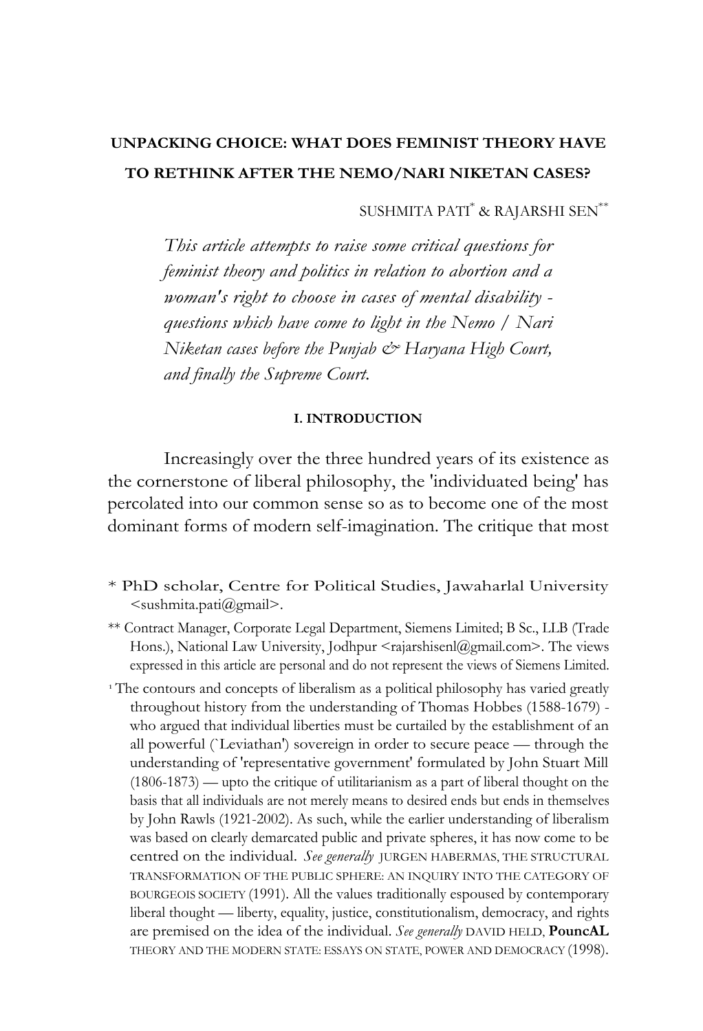# UNPACKING CHOICE: WHAT DOES FEMINIST THEORY HAVE TO RETHINK AFTER THE NEMO/NARI NIKETAN CASES?

SUSHMITA PATI* & RAJARSHI SEN**

*This article attempts to raise some critical questions for feminist theory and politics in relation to abortion and a woman's right to choose in cases of mental disability - questions which have come to light in the Nemo / Nari Niketan cases before the Punjab & Haryana High Court, and finally the Supreme Court.*

## I. INTRODUCTION

Increasingly over the three hundred years of its existence as the cornerstone of liberal philosophy, the 'individuated being' has percolated into our common sense so as to become one of the most dominant forms of modern self-imagination. The critique that most

\* PhD scholar, Centre for Political Studies, Jawaharlal University <sushmita.pati@gmail>.

** Contract Manager, Corporate Legal Department, Siemens Limited; B Sc., LLB (Trade Hons.), National Law University, Jodhpur <rajarshisenl@gmail.com>. The views expressed in this article are personal and do not represent the views of Siemens Limited.

[1] The contours and concepts of liberalism as a political philosophy has varied greatly throughout history from the understanding of Thomas Hobbes (1588-1679) - who argued that individual liberties must be curtailed by the establishment of an all powerful (`Leviathan') sovereign in order to secure peace — through the understanding of 'representative government' formulated by John Stuart Mill (1806-1873) — upto the critique of utilitarianism as a part of liberal thought on the basis that all individuals are not merely means to desired ends but ends in themselves by John Rawls (1921-2002). As such, while the earlier understanding of liberalism was based on clearly demarcated public and private spheres, it has now come to be centred on the individual. *See generally* JURGEN HABERMAS, THE STRUCTURAL TRANSFORMATION OF THE PUBLIC SPHERE: AN INQUIRY INTO THE CATEGORY OF BOURGEOIS SOCIETY (1991). All the values traditionally espoused by contemporary liberal thought — liberty, equality, justice, constitutionalism, democracy, and rights are premised on the idea of the individual. *See generally* DAVID HELD, **PouncAL** THEORY AND THE MODERN STATE: ESSAYS ON STATE, POWER AND DEMOCRACY (1998).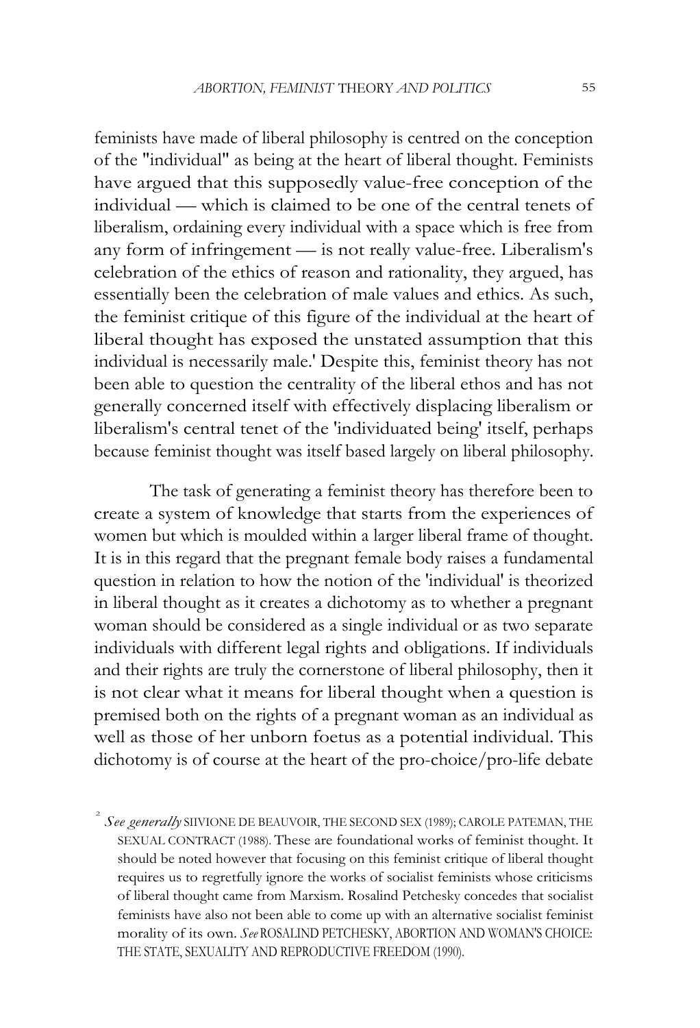feminists have made of liberal philosophy is centred on the conception of the "individual" as being at the heart of liberal thought. Feminists have argued that this supposedly value-free conception of the individual — which is claimed to be one of the central tenets of liberalism, ordaining every individual with a space which is free from any form of infringement — is not really value-free. Liberalism's celebration of the ethics of reason and rationality, they argued, has essentially been the celebration of male values and ethics. As such, the feminist critique of this figure of the individual at the heart of liberal thought has exposed the unstated assumption that this individual is necessarily male.' Despite this, feminist theory has not been able to question the centrality of the liberal ethos and has not generally concerned itself with effectively displacing liberalism or liberalism's central tenet of the 'individuated being' itself, perhaps because feminist thought was itself based largely on liberal philosophy.

The task of generating a feminist theory has therefore been to create a system of knowledge that starts from the experiences of women but which is moulded within a larger liberal frame of thought. It is in this regard that the pregnant female body raises a fundamental question in relation to how the notion of the 'individual' is theorized in liberal thought as it creates a dichotomy as to whether a pregnant woman should be considered as a single individual or as two separate individuals with different legal rights and obligations. If individuals and their rights are truly the cornerstone of liberal philosophy, then it is not clear what it means for liberal thought when a question is premised both on the rights of a pregnant woman as an individual as well as those of her unborn foetus as a potential individual. This dichotomy is of course at the heart of the pro-choice/pro-life debate

[2] *See generally* SIIVIONE DE BEAUVOIR, THE SECOND SEX (1989); CAROLE PATEMAN, THE SEXUAL CONTRACT (1988). These are foundational works of feminist thought. It should be noted however that focusing on this feminist critique of liberal thought requires us to regretfully ignore the works of socialist feminists whose criticisms of liberal thought came from Marxism. Rosalind Petchesky concedes that socialist feminists have also not been able to come up with an alternative socialist feminist morality of its own. *See* ROSALIND PETCHESKY, ABORTION AND WOMAN'S CHOICE: THE STATE, SEXUALITY AND REPRODUCTIVE FREEDOM (1990).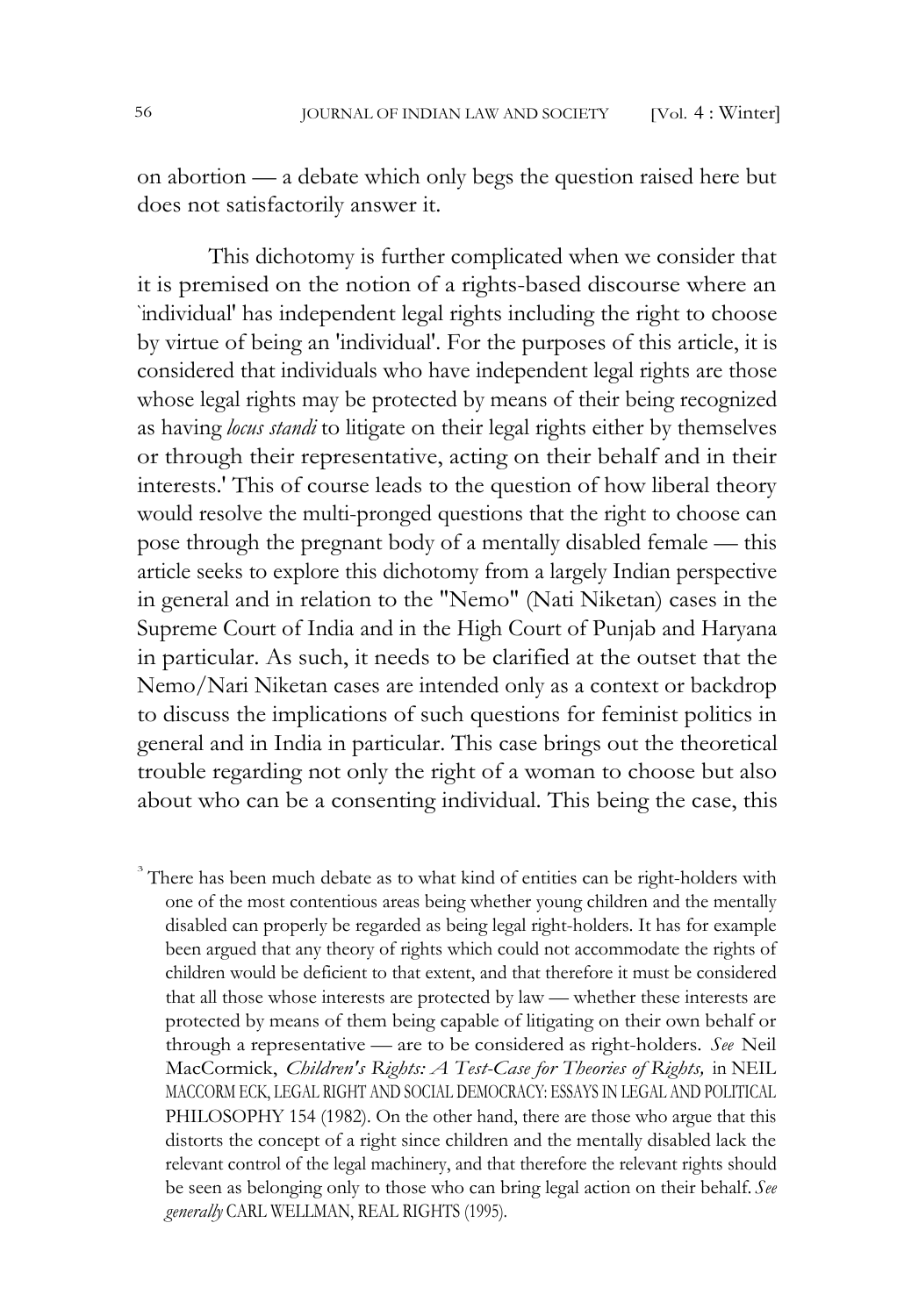on abortion — a debate which only begs the question raised here but does not satisfactorily answer it.

This dichotomy is further complicated when we consider that it is premised on the notion of a rights-based discourse where an `individual' has independent legal rights including the right to choose by virtue of being an 'individual'. For the purposes of this article, it is considered that individuals who have independent legal rights are those whose legal rights may be protected by means of their being recognized as having *locus standi* to litigate on their legal rights either by themselves or through their representative, acting on their behalf and in their interests.[3] This of course leads to the question of how liberal theory would resolve the multi-pronged questions that the right to choose can pose through the pregnant body of a mentally disabled female — this article seeks to explore this dichotomy from a largely Indian perspective in general and in relation to the "Nemo" (Nati Niketan) cases in the Supreme Court of India and in the High Court of Punjab and Haryana in particular. As such, it needs to be clarified at the outset that the Nemo/Nari Niketan cases are intended only as a context or backdrop to discuss the implications of such questions for feminist politics in general and in India in particular. This case brings out the theoretical trouble regarding not only the right of a woman to choose but also about who can be a consenting individual. This being the case, this

[3] There has been much debate as to what kind of entities can be right-holders with one of the most contentious areas being whether young children and the mentally disabled can properly be regarded as being legal right-holders. It has for example been argued that any theory of rights which could not accommodate the rights of children would be deficient to that extent, and that therefore it must be considered that all those whose interests are protected by law — whether these interests are protected by means of them being capable of litigating on their own behalf or through a representative — are to be considered as right-holders. *See* Neil MacCormick, *Children's Rights: A Test-Case for Theories of Rights,* in NEIL MACCORM ECK, LEGAL RIGHT AND SOCIAL DEMOCRACY: ESSAYS IN LEGAL AND POLITICAL PHILOSOPHY 154 (1982). On the other hand, there are those who argue that this distorts the concept of a right since children and the mentally disabled lack the relevant control of the legal machinery, and that therefore the relevant rights should be seen as belonging only to those who can bring legal action on their behalf. *See generally* CARL WELLMAN, REAL RIGHTS (1995).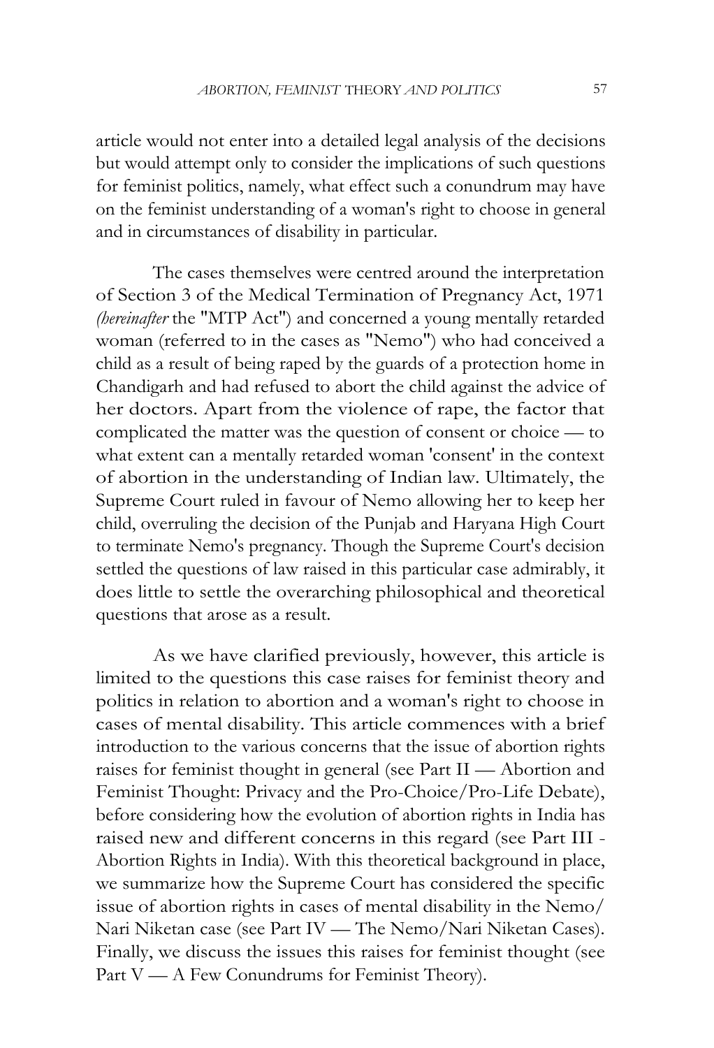article would not enter into a detailed legal analysis of the decisions but would attempt only to consider the implications of such questions for feminist politics, namely, what effect such a conundrum may have on the feminist understanding of a woman's right to choose in general and in circumstances of disability in particular.

The cases themselves were centred around the interpretation of Section 3 of the Medical Termination of Pregnancy Act, 1971 *(hereinafter* the "MTP Act") and concerned a young mentally retarded woman (referred to in the cases as "Nemo") who had conceived a child as a result of being raped by the guards of a protection home in Chandigarh and had refused to abort the child against the advice of her doctors. Apart from the violence of rape, the factor that complicated the matter was the question of consent or choice — to what extent can a mentally retarded woman 'consent' in the context of abortion in the understanding of Indian law. Ultimately, the Supreme Court ruled in favour of Nemo allowing her to keep her child, overruling the decision of the Punjab and Haryana High Court to terminate Nemo's pregnancy. Though the Supreme Court's decision settled the questions of law raised in this particular case admirably, it does little to settle the overarching philosophical and theoretical questions that arose as a result.

As we have clarified previously, however, this article is limited to the questions this case raises for feminist theory and politics in relation to abortion and a woman's right to choose in cases of mental disability. This article commences with a brief introduction to the various concerns that the issue of abortion rights raises for feminist thought in general (see Part II — Abortion and Feminist Thought: Privacy and the Pro-Choice/Pro-Life Debate), before considering how the evolution of abortion rights in India has raised new and different concerns in this regard (see Part III - Abortion Rights in India). With this theoretical background in place, we summarize how the Supreme Court has considered the specific issue of abortion rights in cases of mental disability in the Nemo/ Nari Niketan case (see Part IV — The Nemo/Nari Niketan Cases). Finally, we discuss the issues this raises for feminist thought (see Part V — A Few Conundrums for Feminist Theory).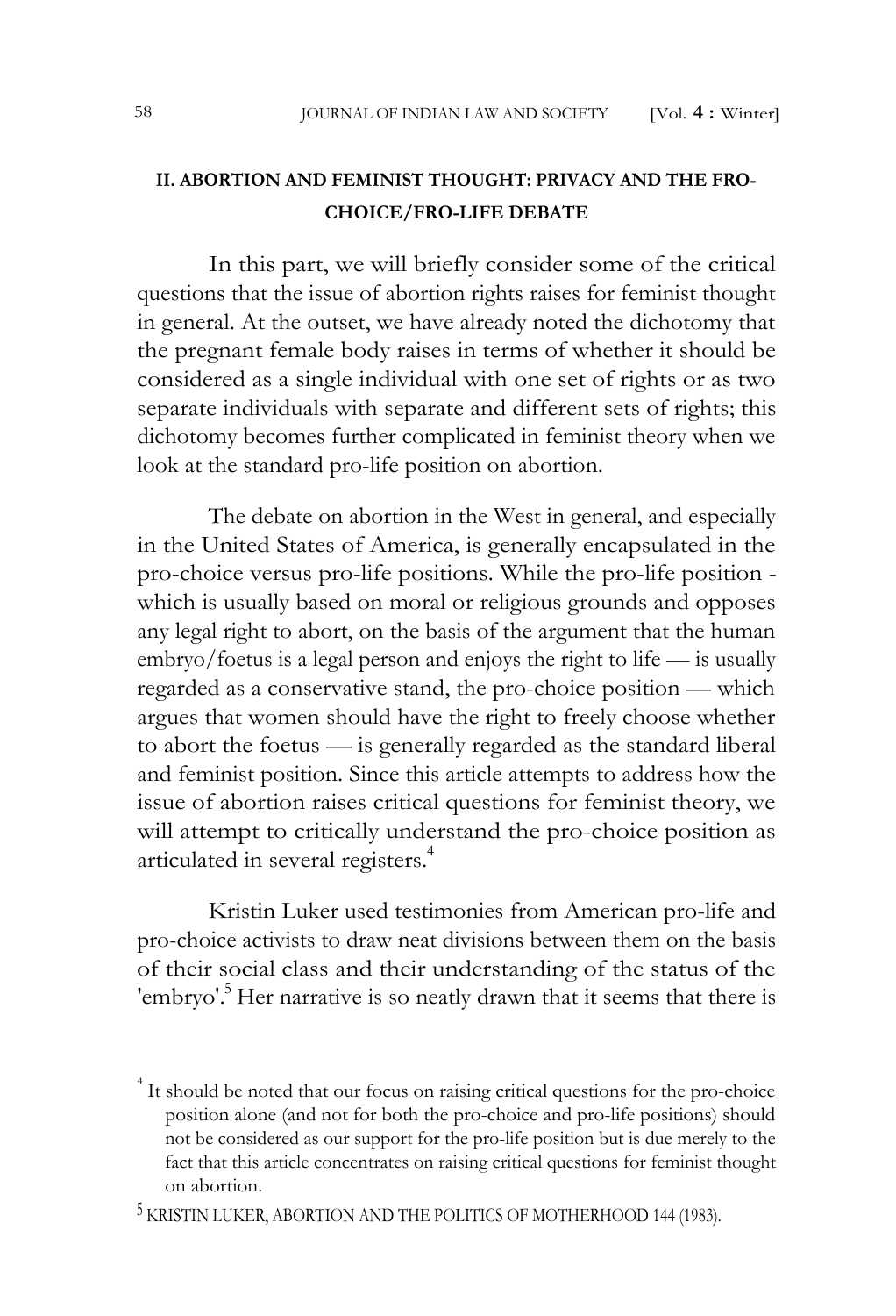## II. ABORTION AND FEMINIST THOUGHT: PRIVACY AND THE PRO-CHOICE/PRO-LIFE DEBATE

In this part, we will briefly consider some of the critical questions that the issue of abortion rights raises for feminist thought in general. At the outset, we have already noted the dichotomy that the pregnant female body raises in terms of whether it should be considered as a single individual with one set of rights or as two separate individuals with separate and different sets of rights; this dichotomy becomes further complicated in feminist theory when we look at the standard pro-life position on abortion.

The debate on abortion in the West in general, and especially in the United States of America, is generally encapsulated in the pro-choice versus pro-life positions. While the pro-life position - which is usually based on moral or religious grounds and opposes any legal right to abort, on the basis of the argument that the human embryo/foetus is a legal person and enjoys the right to life — is usually regarded as a conservative stand, the pro-choice position — which argues that women should have the right to freely choose whether to abort the foetus — is generally regarded as the standard liberal and feminist position. Since this article attempts to address how the issue of abortion raises critical questions for feminist theory, we will attempt to critically understand the pro-choice position as articulated in several registers.[4]

Kristin Luker used testimonies from American pro-life and pro-choice activists to draw neat divisions between them on the basis of their social class and their understanding of the status of the 'embryo'.[5] Her narrative is so neatly drawn that it seems that there is

[4] It should be noted that our focus on raising critical questions for the pro-choice position alone (and not for both the pro-choice and pro-life positions) should not be considered as our support for the pro-life position but is due merely to the fact that this article concentrates on raising critical questions for feminist thought on abortion.

[5] KRISTIN LUKER, ABORTION AND THE POLITICS OF MOTHERHOOD 144 (1983).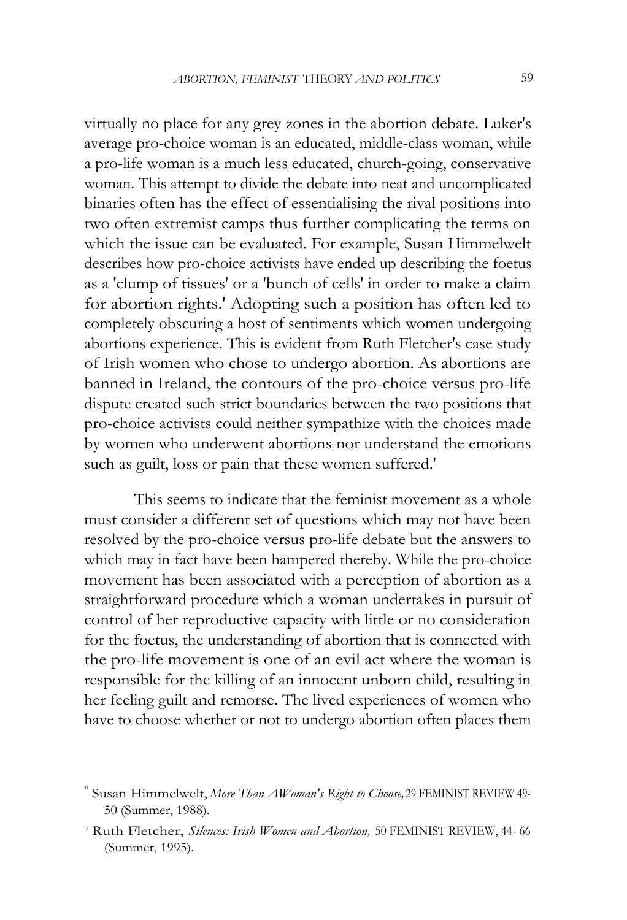virtually no place for any grey zones in the abortion debate. Luker's average pro-choice woman is an educated, middle-class woman, while a pro-life woman is a much less educated, church-going, conservative woman. This attempt to divide the debate into neat and uncomplicated binaries often has the effect of essentialising the rival positions into two often extremist camps thus further complicating the terms on which the issue can be evaluated. For example, Susan Himmelwelt describes how pro-choice activists have ended up describing the foetus as a 'clump of tissues' or a 'bunch of cells' in order to make a claim for abortion rights.[6] Adopting such a position has often led to completely obscuring a host of sentiments which women undergoing abortions experience. This is evident from Ruth Fletcher's case study of Irish women who chose to undergo abortion. As abortions are banned in Ireland, the contours of the pro-choice versus pro-life dispute created such strict boundaries between the two positions that pro-choice activists could neither sympathize with the choices made by women who underwent abortions nor understand the emotions such as guilt, loss or pain that these women suffered.[7]

This seems to indicate that the feminist movement as a whole must consider a different set of questions which may not have been resolved by the pro-choice versus pro-life debate but the answers to which may in fact have been hampered thereby. While the pro-choice movement has been associated with a perception of abortion as a straightforward procedure which a woman undertakes in pursuit of control of her reproductive capacity with little or no consideration for the foetus, the understanding of abortion that is connected with the pro-life movement is one of an evil act where the woman is responsible for the killing of an innocent unborn child, resulting in her feeling guilt and remorse. The lived experiences of women who have to choose whether or not to undergo abortion often places them

[6] Susan Himmelwelt, *More Than A Woman's Right to Choose,* 29 FEMINIST REVIEW 49-50 (Summer, 1988).

[7] Ruth Fletcher, *Silences: Irish Women and Abortion,* 50 FEMINIST REVIEW, 44- 66 (Summer, 1995).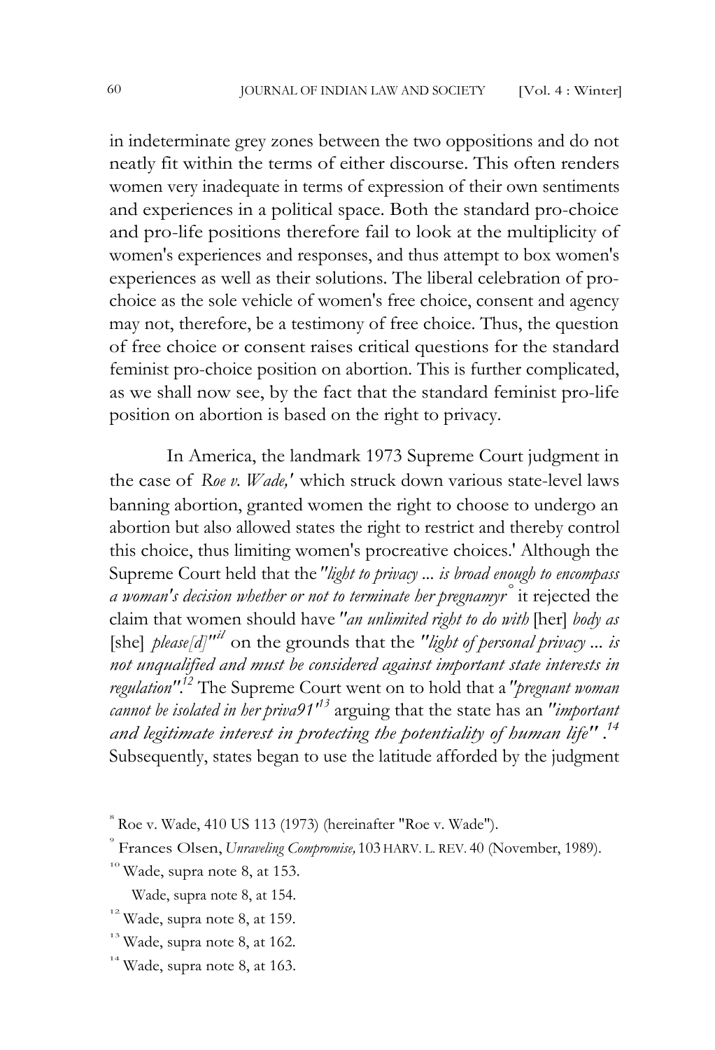in indeterminate grey zones between the two oppositions and do not neatly fit within the terms of either discourse. This often renders women very inadequate in terms of expression of their own sentiments and experiences in a political space. Both the standard pro-choice and pro-life positions therefore fail to look at the multiplicity of women's experiences and responses, and thus attempt to box women's experiences as well as their solutions. The liberal celebration of pro-choice as the sole vehicle of women's free choice, consent and agency may not, therefore, be a testimony of free choice. Thus, the question of free choice or consent raises critical questions for the standard feminist pro-choice position on abortion. This is further complicated, as we shall now see, by the fact that the standard feminist pro-life position on abortion is based on the right to privacy.

In America, the landmark 1973 Supreme Court judgment in the case of *Roe v. Wade,'* which struck down various state-level laws banning abortion, granted women the right to choose to undergo an abortion but also allowed states the right to restrict and thereby control this choice, thus limiting women's procreative choices.' Although the Supreme Court held that the *"light to privacy ... is broad enough to encompass a woman's decision whether or not to terminate her pregnamyr*[°] it rejected the claim that women should have *"an unlimited right to do with* [her] *body as* [she] *please[d]"*[il] on the grounds that the *"light of personal privacy ... is not unqualified and must be considered against important state interests in regulation"*.[12] The Supreme Court went on to hold that a *"pregnant woman cannot be isolated in her priva91'*[13] arguing that the state has an *"important and legitimate interest in protecting the potentiality of human life"*.[14] Subsequently, states began to use the latitude afforded by the judgment

[8] Roe v. Wade, 410 US 113 (1973) (hereinafter "Roe v. Wade").

[9] Frances Olsen, *Unraveling Compromise,* 103 HARV. L. REV. 40 (November, 1989).

[10] Wade, supra note 8, at 153.

Wade, supra note 8, at 154.

[12] Wade, supra note 8, at 159.

[13] Wade, supra note 8, at 162.

[14] Wade, supra note 8, at 163.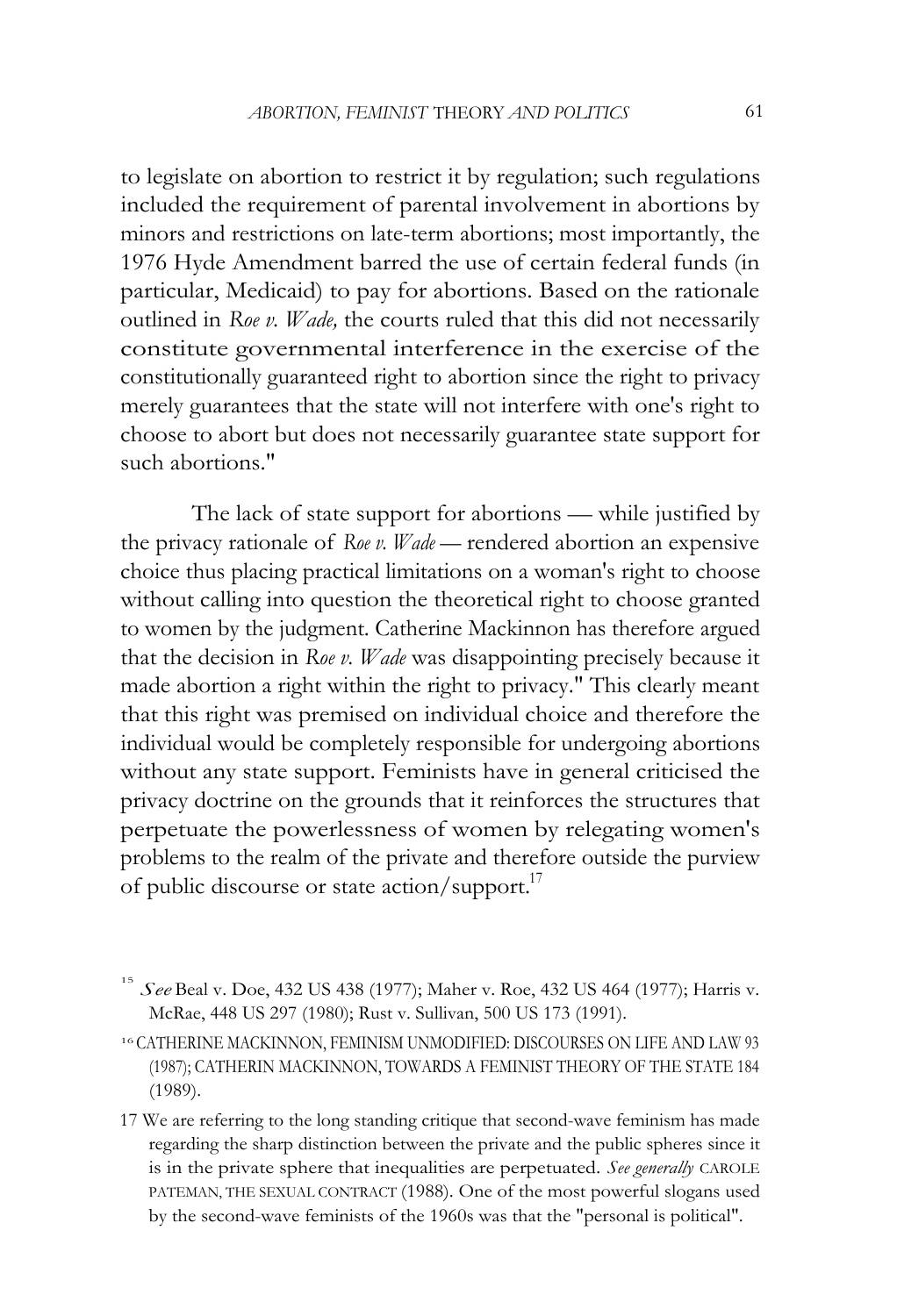to legislate on abortion to restrict it by regulation; such regulations included the requirement of parental involvement in abortions by minors and restrictions on late-term abortions; most importantly, the 1976 Hyde Amendment barred the use of certain federal funds (in particular, Medicaid) to pay for abortions. Based on the rationale outlined in *Roe v. Wade,* the courts ruled that this did not necessarily constitute governmental interference in the exercise of the constitutionally guaranteed right to abortion since the right to privacy merely guarantees that the state will not interfere with one's right to choose to abort but does not necessarily guarantee state support for such abortions."

The lack of state support for abortions — while justified by the privacy rationale of *Roe v. Wade* — rendered abortion an expensive choice thus placing practical limitations on a woman's right to choose without calling into question the theoretical right to choose granted to women by the judgment. Catherine Mackinnon has therefore argued that the decision in *Roe v. Wade* was disappointing precisely because it made abortion a right within the right to privacy." This clearly meant that this right was premised on individual choice and therefore the individual would be completely responsible for undergoing abortions without any state support. Feminists have in general criticised the privacy doctrine on the grounds that it reinforces the structures that perpetuate the powerlessness of women by relegating women's problems to the realm of the private and therefore outside the purview of public discourse or state action/support.[17]

---

[15] *See* Beal v. Doe, 432 US 438 (1977); Maher v. Roe, 432 US 464 (1977); Harris v. McRae, 448 US 297 (1980); Rust v. Sullivan, 500 US 173 (1991).

[16] CATHERINE MACKINNON, FEMINISM UNMODIFIED: DISCOURSES ON LIFE AND LAW 93 (1987); CATHERIN MACKINNON, TOWARDS A FEMINIST THEORY OF THE STATE 184 (1989).

17 We are referring to the long standing critique that second-wave feminism has made regarding the sharp distinction between the private and the public spheres since it is in the private sphere that inequalities are perpetuated. *See generally* CAROLE PATEMAN, THE SEXUAL CONTRACT (1988). One of the most powerful slogans used by the second-wave feminists of the 1960s was that the "personal is political".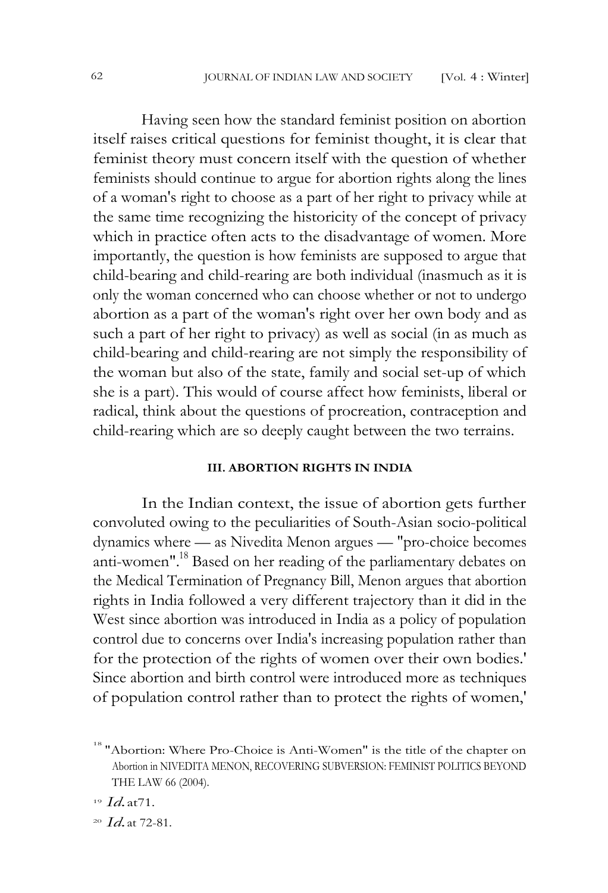Having seen how the standard feminist position on abortion itself raises critical questions for feminist thought, it is clear that feminist theory must concern itself with the question of whether feminists should continue to argue for abortion rights along the lines of a woman's right to choose as a part of her right to privacy while at the same time recognizing the historicity of the concept of privacy which in practice often acts to the disadvantage of women. More importantly, the question is how feminists are supposed to argue that child-bearing and child-rearing are both individual (inasmuch as it is only the woman concerned who can choose whether or not to undergo abortion as a part of the woman's right over her own body and as such a part of her right to privacy) as well as social (in as much as child-bearing and child-rearing are not simply the responsibility of the woman but also of the state, family and social set-up of which she is a part). This would of course affect how feminists, liberal or radical, think about the questions of procreation, contraception and child-rearing which are so deeply caught between the two terrains.

### III. ABORTION RIGHTS IN INDIA

In the Indian context, the issue of abortion gets further convoluted owing to the peculiarities of South-Asian socio-political dynamics where — as Nivedita Menon argues — "pro-choice becomes anti-women".[18] Based on her reading of the parliamentary debates on the Medical Termination of Pregnancy Bill, Menon argues that abortion rights in India followed a very different trajectory than it did in the West since abortion was introduced in India as a policy of population control due to concerns over India's increasing population rather than for the protection of the rights of women over their own bodies.' Since abortion and birth control were introduced more as techniques of population control rather than to protect the rights of women,'

---

[18] "Abortion: Where Pro-Choice is Anti-Women" is the title of the chapter on Abortion in NIVEDITA MENON, RECOVERING SUBVERSION: FEMINIST POLITICS BEYOND THE LAW 66 (2004).

[19] *Id.* at71.

[20] *Id.* at 72-81.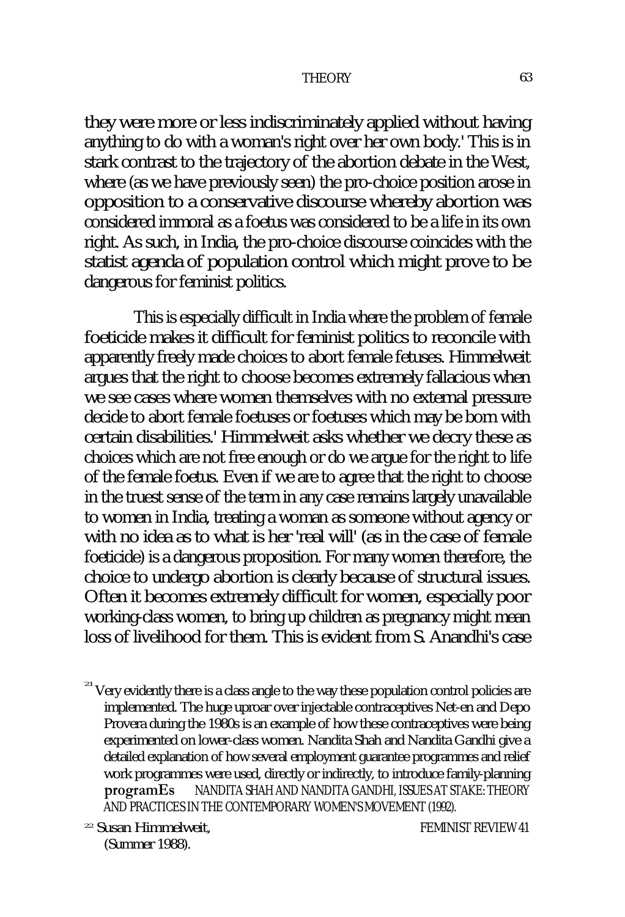they were more or less indiscriminately applied without having anything to do with a woman's right over her own body.' This is in stark contrast to the trajectory of the abortion debate in the West, where (as we have previously seen) the pro-choice position arose in opposition to a conservative discourse whereby abortion was considered immoral as a foetus was considered to be a life in its own right. As such, in India, the pro-choice discourse coincides with the statist agenda of population control which might prove to be dangerous for feminist politics.

This is especially difficult in India where the problem of female foeticide makes it difficult for feminist politics to reconcile with apparently freely made choices to abort female fetuses. Himmelweit argues that the right to choose becomes extremely fallacious when we see cases where women themselves with no external pressure decide to abort female foetuses or foetuses which may be born with certain disabilities.' Himmelweit asks whether we decry these as choices which are not free enough or do we argue for the right to life of the female foetus. Even if we are to agree that the right to choose in the truest sense of the term in any case remains largely unavailable to women in India, treating a woman as someone without agency or with no idea as to what is her 'real will' (as in the case of female foeticide) is a dangerous proposition. For many women therefore, the choice to undergo abortion is clearly because of structural issues. Often it becomes extremely difficult for women, especially poor working-class women, to bring up children as pregnancy might mean loss of livelihood for them. This is evident from S. Anandhi's case

[21] Very evidently there is a class angle to the way these population control policies are implemented. The huge uproar over injectable contraceptives Net-en and Depo Provera during the 1980s is an example of how these contraceptives were being experimented on lower-class women. Nandita Shah and Nandita Gandhi give a detailed explanation of how several employment guarantee programmes and relief work programmes were used, directly or indirectly, to introduce family-planning programEs NANDITA SHAH AND NANDITA GANDHI, ISSUES AT STAKE: THEORY AND PRACTICES IN THE CONTEMPORARY WOMEN'S MOVEMENT (1992).

[22] Susan Himmelweit, FEMINIST REVIEW 41 (Summer 1988).